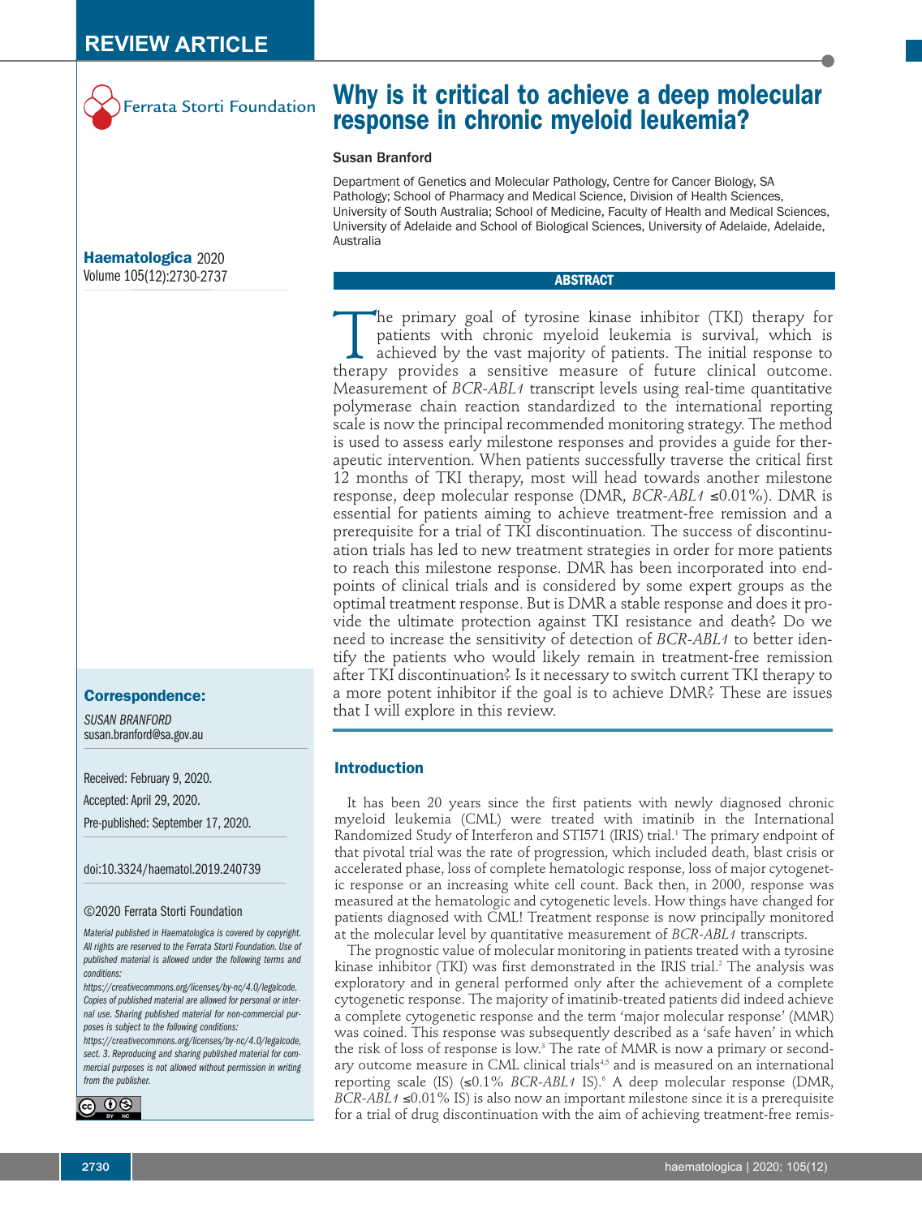REVIEW ARTICLE

Ferrata Storti Foundation

# Why is it critical to achieve a deep molecular response in chronic myeloid leukemia?

**Susan Branford**

Department of Genetics and Molecular Pathology, Centre for Cancer Biology, SA Pathology; School of Pharmacy and Medical Science, Division of Health Sciences, University of South Australia; School of Medicine, Faculty of Health and Medical Sciences, University of Adelaide and School of Biological Sciences, University of Adelaide, Adelaide, Australia

## ABSTRACT

The primary goal of tyrosine kinase inhibitor (TKI) therapy for patients with chronic myeloid leukemia is survival, which is achieved by the vast majority of patients. The initial response to therapy provides a sensitive measure of future clinical outcome. Measurement of *BCR-ABL1* transcript levels using real-time quantitative polymerase chain reaction standardized to the international reporting scale is now the principal recommended monitoring strategy. The method is used to assess early milestone responses and provides a guide for therapeutic intervention. When patients successfully traverse the critical first 12 months of TKI therapy, most will head towards another milestone response, deep molecular response (DMR, *BCR-ABL1* ≤0.01%). DMR is essential for patients aiming to achieve treatment-free remission and a prerequisite for a trial of TKI discontinuation. The success of discontinuation trials has led to new treatment strategies in order for more patients to reach this milestone response. DMR has been incorporated into endpoints of clinical trials and is considered by some expert groups as the optimal treatment response. But is DMR a stable response and does it provide the ultimate protection against TKI resistance and death? Do we need to increase the sensitivity of detection of *BCR-ABL1* to better identify the patients who would likely remain in treatment-free remission after TKI discontinuation? Is it necessary to switch current TKI therapy to a more potent inhibitor if the goal is to achieve DMR? These are issues that I will explore in this review.

**Correspondence:**

SUSAN BRANFORD
susan.branford@sa.gov.au

Received: February 9, 2020.
Accepted: April 29, 2020.
Pre-published: September 17, 2020.

doi:10.3324/haematol.2019.240739

©2020 Ferrata Storti Foundation

*Material published in Haematologica is covered by copyright. All rights are reserved to the Ferrata Storti Foundation. Use of published material is allowed under the following terms and conditions: https://creativecommons.org/licenses/by-nc/4.0/legalcode. Copies of published material are allowed for personal or internal use. Sharing published material for non-commercial purposes is subject to the following conditions: https://creativecommons.org/licenses/by-nc/4.0/legalcode, sect. 3. Reproducing and sharing published material for commercial purposes is not allowed without permission in writing from the publisher.*

## Introduction

It has been 20 years since the first patients with newly diagnosed chronic myeloid leukemia (CML) were treated with imatinib in the International Randomized Study of Interferon and STI571 (IRIS) trial.[1] The primary endpoint of that pivotal trial was the rate of progression, which included death, blast crisis or accelerated phase, loss of complete hematologic response, loss of major cytogenetic response or an increasing white cell count. Back then, in 2000, response was measured at the hematologic and cytogenetic levels. How things have changed for patients diagnosed with CML! Treatment response is now principally monitored at the molecular level by quantitative measurement of *BCR-ABL1* transcripts.

The prognostic value of molecular monitoring in patients treated with a tyrosine kinase inhibitor (TKI) was first demonstrated in the IRIS trial.[2] The analysis was exploratory and in general performed only after the achievement of a complete cytogenetic response. The majority of imatinib-treated patients did indeed achieve a complete cytogenetic response and the term 'major molecular response' (MMR) was coined. This response was subsequently described as a 'safe haven' in which the risk of loss of response is low.[3] The rate of MMR is now a primary or secondary outcome measure in CML clinical trials[4,5] and is measured on an international reporting scale (IS) (≤0.1% *BCR-ABL1* IS).[6] A deep molecular response (DMR, *BCR-ABL1* ≤0.01% IS) is also now an important milestone since it is a prerequisite for a trial of drug discontinuation with the aim of achieving treatment-free remis-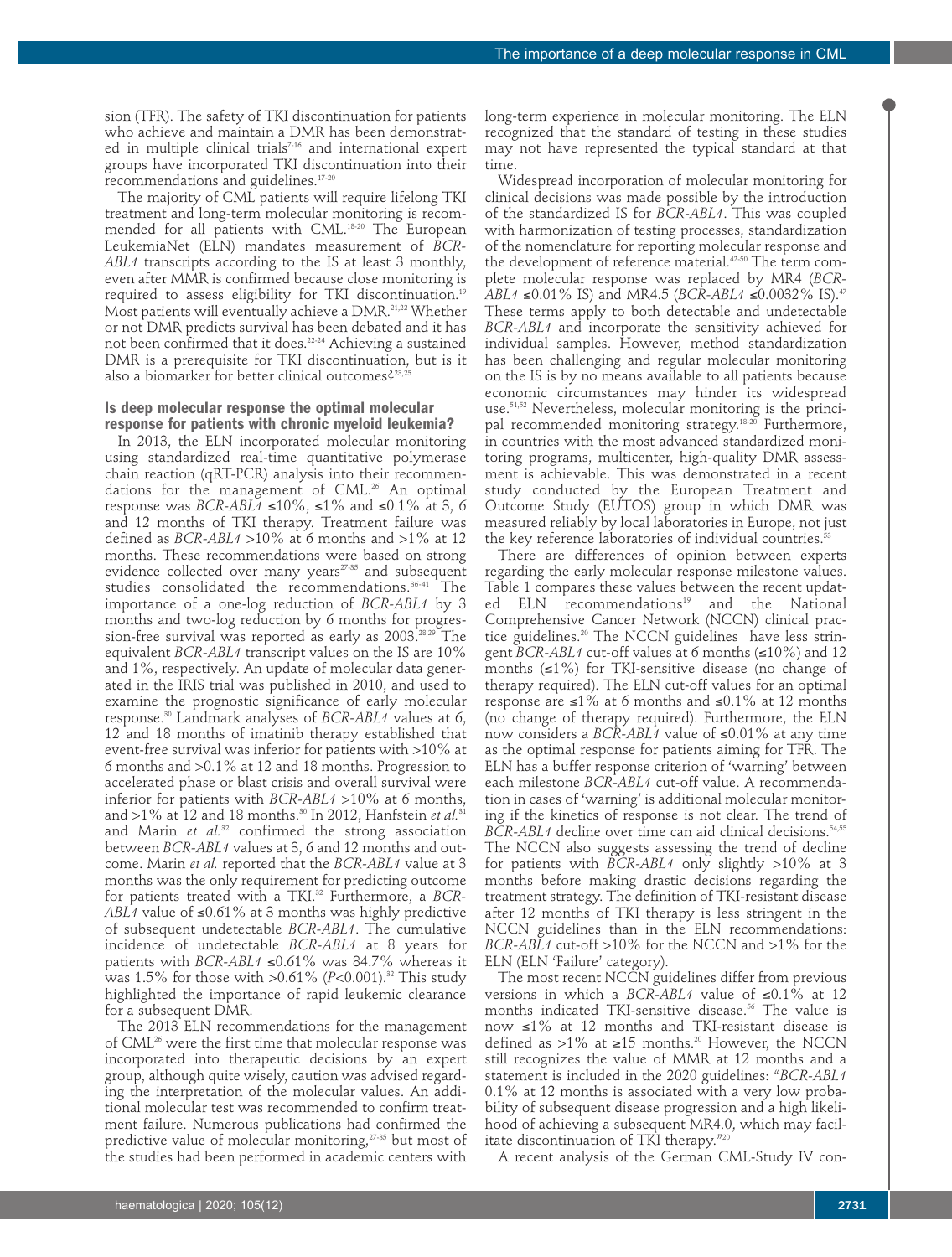sion (TFR). The safety of TKI discontinuation for patients who achieve and maintain a DMR has been demonstrated in multiple clinical trials[7-16] and international expert groups have incorporated TKI discontinuation into their recommendations and guidelines.[17-20]

The majority of CML patients will require lifelong TKI treatment and long-term molecular monitoring is recommended for all patients with CML.[18-20] The European LeukemiaNet (ELN) mandates measurement of *BCR-ABL1* transcripts according to the IS at least 3 monthly, even after MMR is confirmed because close monitoring is required to assess eligibility for TKI discontinuation.[19] Most patients will eventually achieve a DMR.[21,22] Whether or not DMR predicts survival has been debated and it has not been confirmed that it does.[22-24] Achieving a sustained DMR is a prerequisite for TKI discontinuation, but is it also a biomarker for better clinical outcomes?[23,25]

## Is deep molecular response the optimal molecular response for patients with chronic myeloid leukemia?

In 2013, the ELN incorporated molecular monitoring using standardized real-time quantitative polymerase chain reaction (qRT-PCR) analysis into their recommendations for the management of CML.[26] An optimal response was *BCR-ABL1* ≤10%, ≤1% and ≤0.1% at 3, 6 and 12 months of TKI therapy. Treatment failure was defined as *BCR-ABL1* >10% at 6 months and >1% at 12 months. These recommendations were based on strong evidence collected over many years[27-35] and subsequent studies consolidated the recommendations.[36-41] The importance of a one-log reduction of *BCR-ABL1* by 3 months and two-log reduction by 6 months for progression-free survival was reported as early as 2003.[28,29] The equivalent *BCR-ABL1* transcript values on the IS are 10% and 1%, respectively. An update of molecular data generated in the IRIS trial was published in 2010, and used to examine the prognostic significance of early molecular response.[30] Landmark analyses of *BCR-ABL1* values at 6, 12 and 18 months of imatinib therapy established that event-free survival was inferior for patients with >10% at 6 months and >0.1% at 12 and 18 months. Progression to accelerated phase or blast crisis and overall survival were inferior for patients with *BCR-ABL1* >10% at 6 months, and >1% at 12 and 18 months.[30] In 2012, Hanfstein *et al.*[31] and Marin *et al.*[32] confirmed the strong association between *BCR-ABL1* values at 3, 6 and 12 months and outcome. Marin *et al.* reported that the *BCR-ABL1* value at 3 months was the only requirement for predicting outcome for patients treated with a TKI.[32] Furthermore, a *BCR-ABL1* value of ≤0.61% at 3 months was highly predictive of subsequent undetectable *BCR-ABL1*. The cumulative incidence of undetectable *BCR-ABL1* at 8 years for patients with *BCR-ABL1* ≤0.61% was 84.7% whereas it was 1.5% for those with >0.61% ($P$<0.001).[32] This study highlighted the importance of rapid leukemic clearance for a subsequent DMR.

The 2013 ELN recommendations for the management of CML[26] were the first time that molecular response was incorporated into therapeutic decisions by an expert group, although quite wisely, caution was advised regarding the interpretation of the molecular values. An additional molecular test was recommended to confirm treatment failure. Numerous publications had confirmed the predictive value of molecular monitoring,[27-35] but most of the studies had been performed in academic centers with long-term experience in molecular monitoring. The ELN recognized that the standard of testing in these studies may not have represented the typical standard at that time.

Widespread incorporation of molecular monitoring for clinical decisions was made possible by the introduction of the standardized IS for *BCR-ABL1*. This was coupled with harmonization of testing processes, standardization of the nomenclature for reporting molecular response and the development of reference material.[42-50] The term complete molecular response was replaced by MR4 (*BCR-ABL1* ≤0.01% IS) and MR4.5 (*BCR-ABL1* ≤0.0032% IS).[47] These terms apply to both detectable and undetectable *BCR-ABL1* and incorporate the sensitivity achieved for individual samples. However, method standardization has been challenging and regular molecular monitoring on the IS is by no means available to all patients because economic circumstances may hinder its widespread use.[51,52] Nevertheless, molecular monitoring is the principal recommended monitoring strategy.[18-20] Furthermore, in countries with the most advanced standardized monitoring programs, multicenter, high-quality DMR assessment is achievable. This was demonstrated in a recent study conducted by the European Treatment and Outcome Study (EUTOS) group in which DMR was measured reliably by local laboratories in Europe, not just the key reference laboratories of individual countries.[53]

There are differences of opinion between experts regarding the early molecular response milestone values. Table 1 compares these values between the recent updated ELN recommendations[19] and the National Comprehensive Cancer Network (NCCN) clinical practice guidelines.[20] The NCCN guidelines have less stringent *BCR-ABL1* cut-off values at 6 months (≤10%) and 12 months (≤1%) for TKI-sensitive disease (no change of therapy required). The ELN cut-off values for an optimal response are ≤1% at 6 months and ≤0.1% at 12 months (no change of therapy required). Furthermore, the ELN now considers a *BCR-ABL1* value of ≤0.01% at any time as the optimal response for patients aiming for TFR. The ELN has a buffer response criterion of 'warning' between each milestone *BCR-ABL1* cut-off value. A recommendation in cases of 'warning' is additional molecular monitoring if the kinetics of response is not clear. The trend of *BCR-ABL1* decline over time can aid clinical decisions.[54,55] The NCCN also suggests assessing the trend of decline for patients with *BCR-ABL1* only slightly >10% at 3 months before making drastic decisions regarding the treatment strategy. The definition of TKI-resistant disease after 12 months of TKI therapy is less stringent in the NCCN guidelines than in the ELN recommendations: *BCR-ABL1* cut-off >10% for the NCCN and >1% for the ELN (ELN 'Failure' category).

The most recent NCCN guidelines differ from previous versions in which a *BCR-ABL1* value of ≤0.1% at 12 months indicated TKI-sensitive disease.[56] The value is now ≤1% at 12 months and TKI-resistant disease is defined as >1% at ≥15 months.[20] However, the NCCN still recognizes the value of MMR at 12 months and a statement is included in the 2020 guidelines: "*BCR-ABL1* 0.1% at 12 months is associated with a very low probability of subsequent disease progression and a high likelihood of achieving a subsequent MR4.0, which may facilitate discontinuation of TKI therapy."[20]

A recent analysis of the German CML-Study IV con-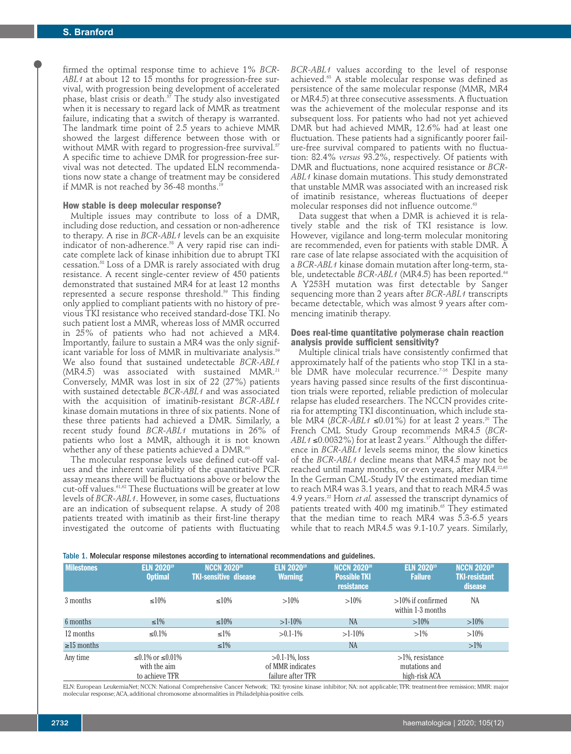firmed the optimal response time to achieve 1% *BCR-ABL1* at about 12 to 15 months for progression-free survival, with progression being development of accelerated phase, blast crisis or death.[57] The study also investigated when it is necessary to regard lack of MMR as treatment failure, indicating that a switch of therapy is warranted. The landmark time point of 2.5 years to achieve MMR showed the largest difference between those with or without MMR with regard to progression-free survival.[57] A specific time to achieve DMR for progression-free survival was not detected. The updated ELN recommendations now state a change of treatment may be considered if MMR is not reached by 36-48 months.[19]

### How stable is deep molecular response?

Multiple issues may contribute to loss of a DMR, including dose reduction, and cessation or non-adherence to therapy. A rise in *BCR-ABL1* levels can be an exquisite indicator of non-adherence.[58] A very rapid rise can indicate complete lack of kinase inhibition due to abrupt TKI cessation.[58] Loss of a DMR is rarely associated with drug resistance. A recent single-center review of 450 patients demonstrated that sustained MR4 for at least 12 months represented a secure response threshold.[59] This finding only applied to compliant patients with no history of previous TKI resistance who received standard-dose TKI. No such patient lost a MMR, whereas loss of MMR occurred in 25% of patients who had not achieved a MR4. Importantly, failure to sustain a MR4 was the only significant variable for loss of MMR in multivariate analysis.[59] We also found that sustained undetectable *BCR-ABL1* (MR4.5) was associated with sustained MMR.[21] Conversely, MMR was lost in six of 22 (27%) patients with sustained detectable *BCR-ABL1* and was associated with the acquisition of imatinib-resistant *BCR-ABL1* kinase domain mutations in three of six patients. None of these three patients had achieved a DMR. Similarly, a recent study found *BCR-ABL1* mutations in 26% of patients who lost a MMR, although it is not known whether any of these patients achieved a DMR.[60]

The molecular response levels use defined cut-off values and the inherent variability of the quantitative PCR assay means there will be fluctuations above or below the cut-off values.[61,62] These fluctuations will be greater at low levels of *BCR-ABL1*. However, in some cases, fluctuations are an indication of subsequent relapse. A study of 208 patients treated with imatinib as their first-line therapy investigated the outcome of patients with fluctuating *BCR-ABL1* values according to the level of response achieved.[63] A stable molecular response was defined as persistence of the same molecular response (MMR, MR4 or MR4.5) at three consecutive assessments. A fluctuation was the achievement of the molecular response and its subsequent loss. For patients who had not yet achieved DMR but had achieved MMR, 12.6% had at least one fluctuation. These patients had a significantly poorer failure-free survival compared to patients with no fluctuation: 82.4% *versus* 93.2%, respectively. Of patients with DMR and fluctuations, none acquired resistance or *BCR-ABL1* kinase domain mutations. This study demonstrated that unstable MMR was associated with an increased risk of imatinib resistance, whereas fluctuations of deeper molecular responses did not influence outcome.[63]

Data suggest that when a DMR is achieved it is relatively stable and the risk of TKI resistance is low. However, vigilance and long-term molecular monitoring are recommended, even for patients with stable DMR. A rare case of late relapse associated with the acquisition of a *BCR-ABL1* kinase domain mutation after long-term, stable, undetectable *BCR-ABL1* (MR4.5) has been reported.[64] A Y253H mutation was first detectable by Sanger sequencing more than 2 years after *BCR-ABL1* transcripts became detectable, which was almost 9 years after commencing imatinib therapy.

### Does real-time quantitative polymerase chain reaction analysis provide sufficient sensitivity?

Multiple clinical trials have consistently confirmed that approximately half of the patients who stop TKI in a stable DMR have molecular recurrence.[7-16] Despite many years having passed since results of the first discontinuation trials were reported, reliable prediction of molecular relapse has eluded researchers. The NCCN provides criteria for attempting TKI discontinuation, which include stable MR4 (*BCR-ABL1* ≤0.01%) for at least 2 years.[20] The French CML Study Group recommends MR4.5 (*BCR-ABL1* ≤0.0032%) for at least 2 years.[17] Although the difference in *BCR-ABL1* levels seems minor, the slow kinetics of the *BCR-ABL1* decline means that MR4.5 may not be reached until many months, or even years, after MR4.[22,65] In the German CML-Study IV the estimated median time to reach MR4 was 3.1 years, and that to reach MR4.5 was 4.9 years.[22] Horn *et al.* assessed the transcript dynamics of patients treated with 400 mg imatinib.[65] They estimated that the median time to reach MR4 was 5.3-6.5 years while that to reach MR4.5 was 9.1-10.7 years. Similarly,

Table 1. Molecular response milestones according to international recommendations and guidelines.

| Milestones | ELN 2020[19] Optimal | NCCN 2020[20] TKI-sensitive disease | ELN 2020[19] Warning | NCCN 2020[20] Possible TKI resistance | ELN 2020[19] Failure | NCCN 2020[20] TKI-resistant disease |
|---|---|---|---|---|---|---|
| 3 months | ≤10% | ≤10% | >10% | >10% | >10% if confirmed within 1-3 months | NA |
| 6 months | ≤1% | ≤10% | >1-10% | NA | >10% | >10% |
| 12 months | ≤0.1% | ≤1% | >0.1-1% | >1-10% | >1% | >10% |
| ≥15 months | | ≤1% | | NA | | >1% |
| Any time | ≤0.1% or ≤0.01% with the aim to achieve TFR | | >0.1-1%, loss of MMR indicates failure after TFR | | >1%, resistance mutations and high-risk ACA | |

ELN: European LeukemiaNet; NCCN: National Comprehensive Cancer Network; TKI: tyrosine kinase inhibitor; NA: not applicable; TFR: treatment-free remission; MMR: major molecular response; ACA, additional chromosome abnormalities in Philadelphia-positive cells.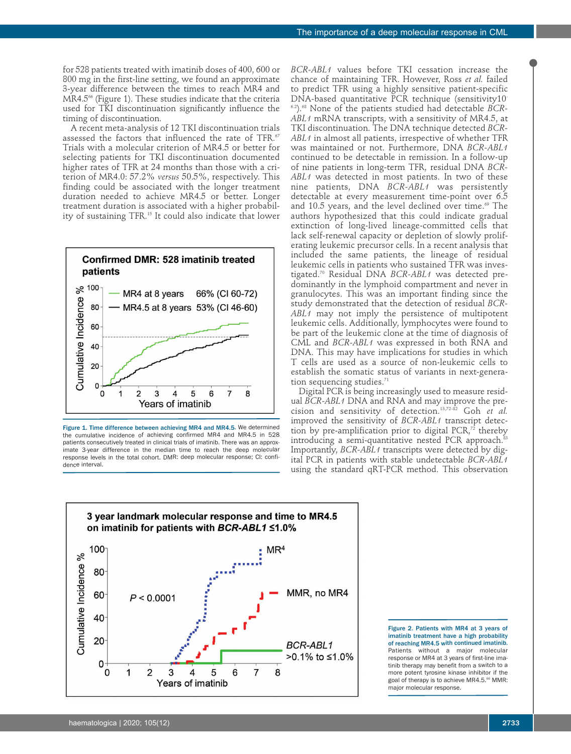for 528 patients treated with imatinib doses of 400, 600 or 800 mg in the first-line setting, we found an approximate 3-year difference between the times to reach MR4 and MR4.5[66] (Figure 1). These studies indicate that the criteria used for TKI discontinuation significantly influence the timing of discontinuation.

A recent meta-analysis of 12 TKI discontinuation trials assessed the factors that influenced the rate of TFR.[67] Trials with a molecular criterion of MR4.5 or better for selecting patients for TKI discontinuation documented higher rates of TFR at 24 months than those with a criterion of MR4.0: 57.2% *versus* 50.5%, respectively. This finding could be associated with the longer treatment duration needed to achieve MR4.5 or better. Longer treatment duration is associated with a higher probability of sustaining TFR.[15] It could also indicate that lower *BCR-ABL1* values before TKI cessation increase the chance of maintaining TFR. However, Ross *et al.* failed to predict TFR using a highly sensitive patient-specific DNA-based quantitative PCR technique (sensitivity$10^{-6.2}$).[68] None of the patients studied had detectable *BCR-ABL1* mRNA transcripts, with a sensitivity of MR4.5, at TKI discontinuation. The DNA technique detected *BCR-ABL1* in almost all patients, irrespective of whether TFR was maintained or not. Furthermore, DNA *BCR-ABL1* continued to be detectable in remission. In a follow-up of nine patients in long-term TFR, residual DNA *BCR-ABL1* was detected in most patients. In two of these nine patients, DNA *BCR-ABL1* was persistently detectable at every measurement time-point over 6.5 and 10.5 years, and the level declined over time.[69] The authors hypothesized that this could indicate gradual extinction of long-lived lineage-committed cells that lack self-renewal capacity or depletion of slowly proliferating leukemic precursor cells. In a recent analysis that included the same patients, the lineage of residual leukemic cells in patients who sustained TFR was investigated.[70] Residual DNA *BCR-ABL1* was detected predominantly in the lymphoid compartment and never in granulocytes. This was an important finding since the study demonstrated that the detection of residual *BCR-ABL1* may not imply the persistence of multipotent leukemic cells. Additionally, lymphocytes were found to be part of the leukemic clone at the time of diagnosis of CML and *BCR-ABL1* was expressed in both RNA and DNA. This may have implications for studies in which T cells are used as a source of non-leukemic cells to establish the somatic status of variants in next-generation sequencing studies.[71]

Digital PCR is being increasingly used to measure residual *BCR-ABL1* DNA and RNA and may improve the precision and sensitivity of detection.[13,72-82] Goh *et al.* improved the sensitivity of *BCR-ABL1* transcript detection by pre-amplification prior to digital PCR,[72] thereby introducing a semi-quantitative nested PCR approach.[83] Importantly, *BCR-ABL1* transcripts were detected by digital PCR in patients with stable undetectable *BCR-ABL1* using the standard qRT-PCR method. This observation

**Figure 1. Time difference between achieving MR4 and MR4.5.** We determined the cumulative incidence of achieving confirmed MR4 and MR4.5 in 528 patients consecutively treated in clinical trials of imatinib. There was an approximate 3-year difference in the median time to reach the deep molecular response levels in the total cohort. DMR: deep molecular response; CI: confidence interval.

**Figure 2. Patients with MR4 at 3 years of imatinib treatment have a high probability of reaching MR4.5 with continued imatinib.** Patients without a major molecular response or MR4 at 3 years of first-line imatinib therapy may benefit from a switch to a more potent tyrosine kinase inhibitor if the goal of therapy is to achieve MR4.5.[66] MMR: major molecular response.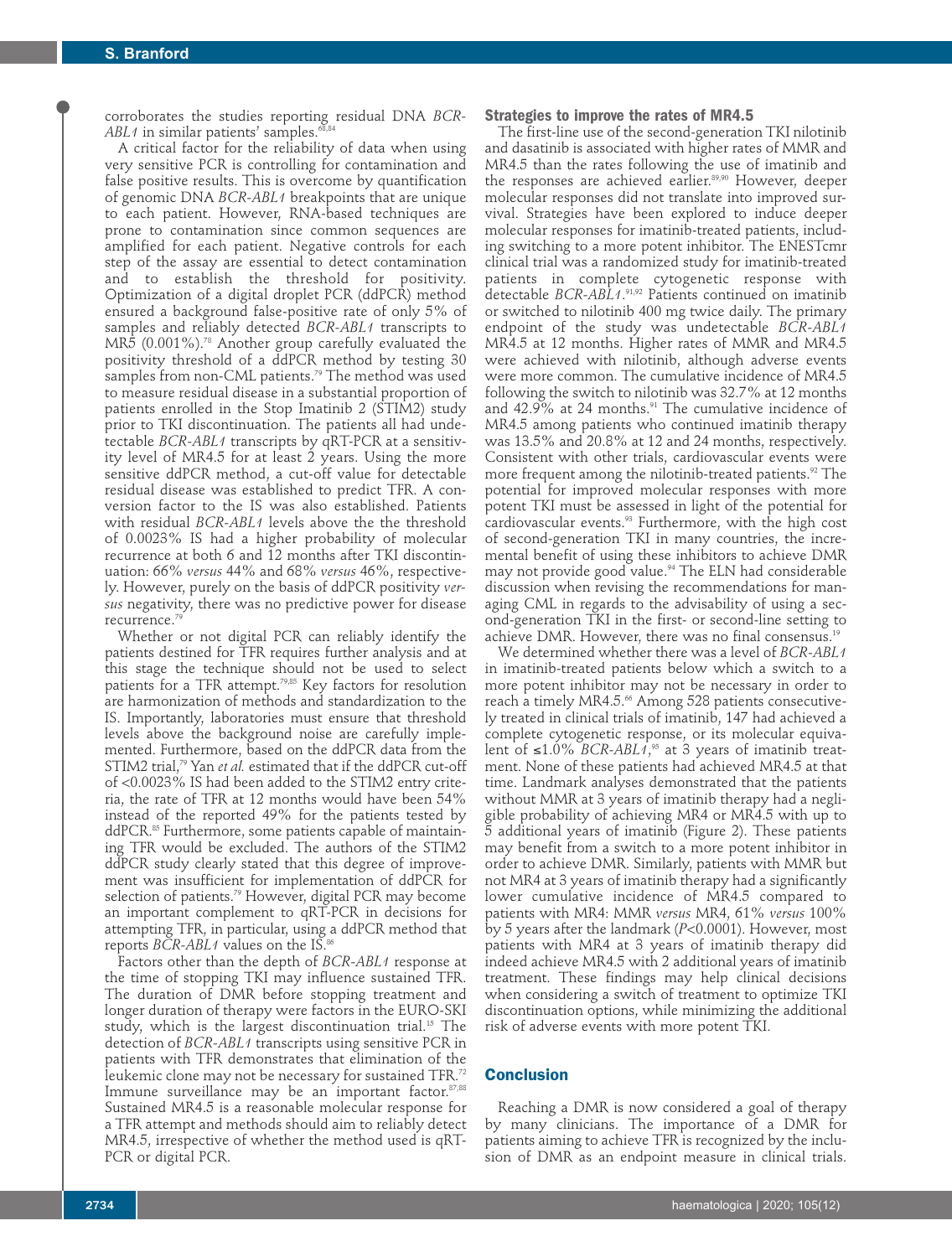corroborates the studies reporting residual DNA *BCR-ABL1* in similar patients' samples.[68,84]

A critical factor for the reliability of data when using very sensitive PCR is controlling for contamination and false positive results. This is overcome by quantification of genomic DNA *BCR-ABL1* breakpoints that are unique to each patient. However, RNA-based techniques are prone to contamination since common sequences are amplified for each patient. Negative controls for each step of the assay are essential to detect contamination and to establish the threshold for positivity. Optimization of a digital droplet PCR (ddPCR) method ensured a background false-positive rate of only 5% of samples and reliably detected *BCR-ABL1* transcripts to MR5 (0.001%).[78] Another group carefully evaluated the positivity threshold of a ddPCR method by testing 30 samples from non-CML patients.[79] The method was used to measure residual disease in a substantial proportion of patients enrolled in the Stop Imatinib 2 (STIM2) study prior to TKI discontinuation. The patients all had undetectable *BCR-ABL1* transcripts by qRT-PCR at a sensitivity level of MR4.5 for at least 2 years. Using the more sensitive ddPCR method, a cut-off value for detectable residual disease was established to predict TFR. A conversion factor to the IS was also established. Patients with residual *BCR-ABL1* levels above the the threshold of 0.0023% IS had a higher probability of molecular recurrence at both 6 and 12 months after TKI discontinuation: 66% *versus* 44% and 68% *versus* 46%, respectively. However, purely on the basis of ddPCR positivity *versus* negativity, there was no predictive power for disease recurrence.[79]

Whether or not digital PCR can reliably identify the patients destined for TFR requires further analysis and at this stage the technique should not be used to select patients for a TFR attempt.[79,85] Key factors for resolution are harmonization of methods and standardization to the IS. Importantly, laboratories must ensure that threshold levels above the background noise are carefully implemented. Furthermore, based on the ddPCR data from the STIM2 trial,[79] Yan *et al.* estimated that if the ddPCR cut-off of <0.0023% IS had been added to the STIM2 entry criteria, the rate of TFR at 12 months would have been 54% instead of the reported 49% for the patients tested by ddPCR.[85] Furthermore, some patients capable of maintaining TFR would be excluded. The authors of the STIM2 ddPCR study clearly stated that this degree of improvement was insufficient for implementation of ddPCR for selection of patients.[79] However, digital PCR may become an important complement to qRT-PCR in decisions for attempting TFR, in particular, using a ddPCR method that reports *BCR-ABL1* values on the IS.[86]

Factors other than the depth of *BCR-ABL1* response at the time of stopping TKI may influence sustained TFR. The duration of DMR before stopping treatment and longer duration of therapy were factors in the EURO-SKI study, which is the largest discontinuation trial.[15] The detection of *BCR-ABL1* transcripts using sensitive PCR in patients with TFR demonstrates that elimination of the leukemic clone may not be necessary for sustained TFR.[72] Immune surveillance may be an important factor.[87,88] Sustained MR4.5 is a reasonable molecular response for a TFR attempt and methods should aim to reliably detect MR4.5, irrespective of whether the method used is qRT-PCR or digital PCR.

### Strategies to improve the rates of MR4.5

The first-line use of the second-generation TKI nilotinib and dasatinib is associated with higher rates of MMR and MR4.5 than the rates following the use of imatinib and the responses are achieved earlier.[89,90] However, deeper molecular responses did not translate into improved survival. Strategies have been explored to induce deeper molecular responses for imatinib-treated patients, including switching to a more potent inhibitor. The ENESTcmr clinical trial was a randomized study for imatinib-treated patients in complete cytogenetic response with detectable *BCR-ABL1*.[91,92] Patients continued on imatinib or switched to nilotinib 400 mg twice daily. The primary endpoint of the study was undetectable *BCR-ABL1* MR4.5 at 12 months. Higher rates of MMR and MR4.5 were achieved with nilotinib, although adverse events were more common. The cumulative incidence of MR4.5 following the switch to nilotinib was 32.7% at 12 months and 42.9% at 24 months.[91] The cumulative incidence of MR4.5 among patients who continued imatinib therapy was 13.5% and 20.8% at 12 and 24 months, respectively. Consistent with other trials, cardiovascular events were more frequent among the nilotinib-treated patients.[92] The potential for improved molecular responses with more potent TKI must be assessed in light of the potential for cardiovascular events.[93] Furthermore, with the high cost of second-generation TKI in many countries, the incremental benefit of using these inhibitors to achieve DMR may not provide good value.[94] The ELN had considerable discussion when revising the recommendations for managing CML in regards to the advisability of using a second-generation TKI in the first- or second-line setting to achieve DMR. However, there was no final consensus.[19]

We determined whether there was a level of *BCR-ABL1* in imatinib-treated patients below which a switch to a more potent inhibitor may not be necessary in order to reach a timely MR4.5.[66] Among 528 patients consecutively treated in clinical trials of imatinib, 147 had achieved a complete cytogenetic response, or its molecular equivalent of ≤1.0% *BCR-ABL1*,[95] at 3 years of imatinib treatment. None of these patients had achieved MR4.5 at that time. Landmark analyses demonstrated that the patients without MMR at 3 years of imatinib therapy had a negligible probability of achieving MR4 or MR4.5 with up to 5 additional years of imatinib (Figure 2). These patients may benefit from a switch to a more potent inhibitor in order to achieve DMR. Similarly, patients with MMR but not MR4 at 3 years of imatinib therapy had a significantly lower cumulative incidence of MR4.5 compared to patients with MR4: MMR *versus* MR4, 61% *versus* 100% by 5 years after the landmark ($P$<0.0001). However, most patients with MR4 at 3 years of imatinib therapy did indeed achieve MR4.5 with 2 additional years of imatinib treatment. These findings may help clinical decisions when considering a switch of treatment to optimize TKI discontinuation options, while minimizing the additional risk of adverse events with more potent TKI.

## Conclusion

Reaching a DMR is now considered a goal of therapy by many clinicians. The importance of a DMR for patients aiming to achieve TFR is recognized by the inclusion of DMR as an endpoint measure in clinical trials.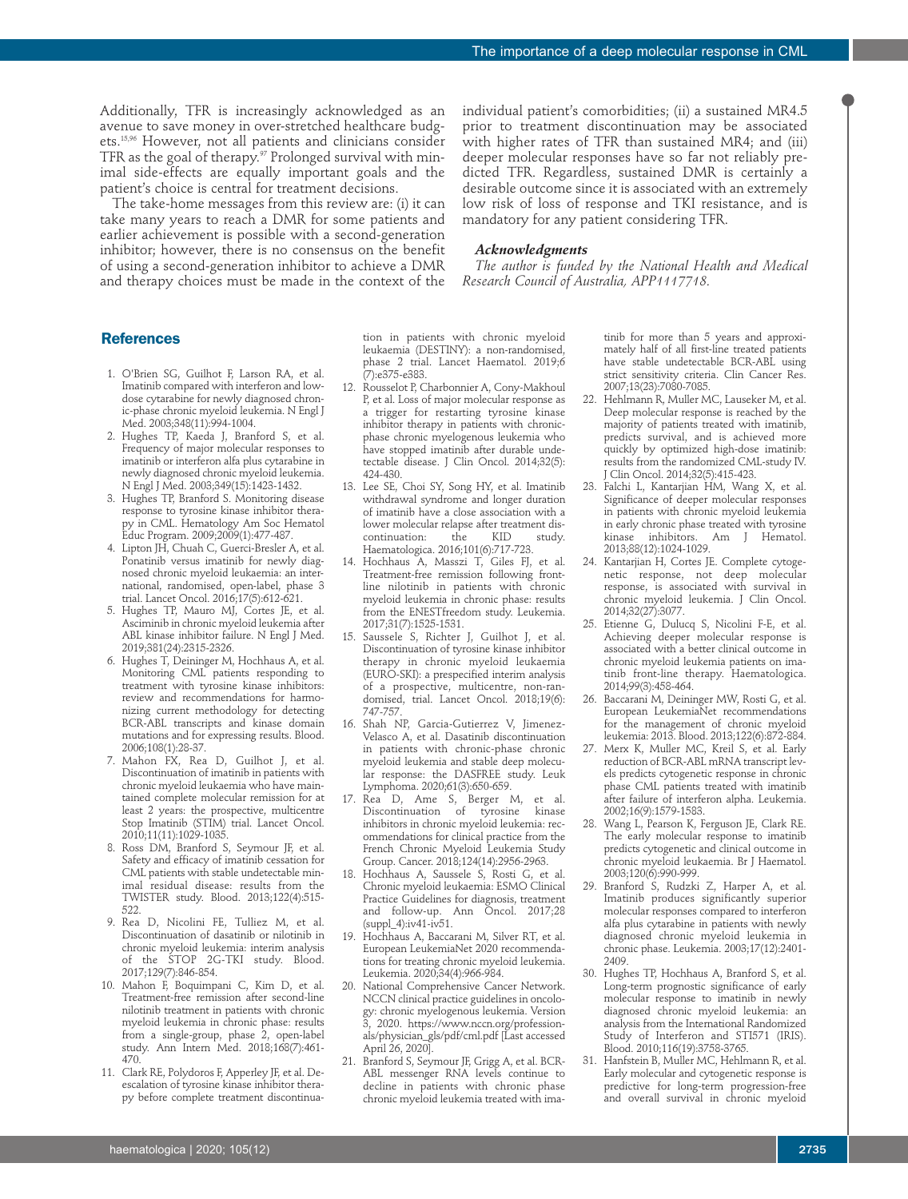Additionally, TFR is increasingly acknowledged as an avenue to save money in over-stretched healthcare budgets.[15,96] However, not all patients and clinicians consider TFR as the goal of therapy.[97] Prolonged survival with minimal side-effects are equally important goals and the patient's choice is central for treatment decisions.

The take-home messages from this review are: (i) it can take many years to reach a DMR for some patients and earlier achievement is possible with a second-generation inhibitor; however, there is no consensus on the benefit of using a second-generation inhibitor to achieve a DMR and therapy choices must be made in the context of the individual patient's comorbidities; (ii) a sustained MR4.5 prior to treatment discontinuation may be associated with higher rates of TFR than sustained MR4; and (iii) deeper molecular responses have so far not reliably predicted TFR. Regardless, sustained DMR is certainly a desirable outcome since it is associated with an extremely low risk of loss of response and TKI resistance, and is mandatory for any patient considering TFR.

### *Acknowledgments*

*The author is funded by the National Health and Medical Research Council of Australia, APP1117718.*

## References

1. O'Brien SG, Guilhot F, Larson RA, et al. Imatinib compared with interferon and low-dose cytarabine for newly diagnosed chronic-phase chronic myeloid leukemia. N Engl J Med. 2003;348(11):994-1004.
2. Hughes TP, Kaeda J, Branford S, et al. Frequency of major molecular responses to imatinib or interferon alfa plus cytarabine in newly diagnosed chronic myeloid leukemia. N Engl J Med. 2003;349(15):1423-1432.
3. Hughes TP, Branford S. Monitoring disease response to tyrosine kinase inhibitor therapy in CML. Hematology Am Soc Hematol Educ Program. 2009;2009(1):477-487.
4. Lipton JH, Chuah C, Guerci-Bresler A, et al. Ponatinib versus imatinib for newly diagnosed chronic myeloid leukaemia: an international, randomised, open-label, phase 3 trial. Lancet Oncol. 2016;17(5):612-621.
5. Hughes TP, Mauro MJ, Cortes JE, et al. Asciminib in chronic myeloid leukemia after ABL kinase inhibitor failure. N Engl J Med. 2019;381(24):2315-2326.
6. Hughes T, Deininger M, Hochhaus A, et al. Monitoring CML patients responding to treatment with tyrosine kinase inhibitors: review and recommendations for harmonizing current methodology for detecting BCR-ABL transcripts and kinase domain mutations and for expressing results. Blood. 2006;108(1):28-37.
7. Mahon FX, Rea D, Guilhot J, et al. Discontinuation of imatinib in patients with chronic myeloid leukaemia who have maintained complete molecular remission for at least 2 years: the prospective, multicentre Stop Imatinib (STIM) trial. Lancet Oncol. 2010;11(11):1029-1035.
8. Ross DM, Branford S, Seymour JF, et al. Safety and efficacy of imatinib cessation for CML patients with stable undetectable minimal residual disease: results from the TWISTER study. Blood. 2013;122(4):515-522.
9. Rea D, Nicolini FE, Tulliez M, et al. Discontinuation of dasatinib or nilotinib in chronic myeloid leukemia: interim analysis of the STOP 2G-TKI study. Blood. 2017;129(7):846-854.
10. Mahon F, Boquimpani C, Kim D, et al. Treatment-free remission after second-line nilotinib treatment in patients with chronic myeloid leukemia in chronic phase: results from a single-group, phase 2, open-label study. Ann Intern Med. 2018;168(7):461-470.
11. Clark RE, Polydoros F, Apperley JF, et al. De-escalation of tyrosine kinase inhibitor therapy before complete treatment discontinuation in patients with chronic myeloid leukaemia (DESTINY): a non-randomised, phase 2 trial. Lancet Haematol. 2019;6(7):e375-e383.
12. Rousselot P, Charbonnier A, Cony-Makhoul P, et al. Loss of major molecular response as a trigger for restarting tyrosine kinase inhibitor therapy in patients with chronic-phase chronic myelogenous leukemia who have stopped imatinib after durable undetectable disease. J Clin Oncol. 2014;32(5):424-430.
13. Lee SE, Choi SY, Song HY, et al. Imatinib withdrawal syndrome and longer duration of imatinib have a close association with a lower molecular relapse after treatment discontinuation: the KID study. Haematologica. 2016;101(6):717-723.
14. Hochhaus A, Masszi T, Giles FJ, et al. Treatment-free remission following frontline nilotinib in patients with chronic myeloid leukemia in chronic phase: results from the ENESTfreedom study. Leukemia. 2017;31(7):1525-1531.
15. Saussele S, Richter J, Guilhot J, et al. Discontinuation of tyrosine kinase inhibitor therapy in chronic myeloid leukaemia (EURO-SKI): a prespecified interim analysis of a prospective, multicentre, non-randomised, trial. Lancet Oncol. 2018;19(6):747-757.
16. Shah NP, Garcia-Gutierrez V, Jimenez-Velasco A, et al. Dasatinib discontinuation in patients with chronic-phase chronic myeloid leukemia and stable deep molecular response: the DASFREE study. Leuk Lymphoma. 2020;61(3):650-659.
17. Rea D, Ame S, Berger M, et al. Discontinuation of tyrosine kinase inhibitors in chronic myeloid leukemia: recommendations for clinical practice from the French Chronic Myeloid Leukemia Study Group. Cancer. 2018;124(14):2956-2963.
18. Hochhaus A, Saussele S, Rosti G, et al. Chronic myeloid leukaemia: ESMO Clinical Practice Guidelines for diagnosis, treatment and follow-up. Ann Oncol. 2017;28(suppl_4):iv41-iv51.
19. Hochhaus A, Baccarani M, Silver RT, et al. European LeukemiaNet 2020 recommendations for treating chronic myeloid leukemia. Leukemia. 2020;34(4):966-984.
20. National Comprehensive Cancer Network. NCCN clinical practice guidelines in oncology: chronic myelogenous leukemia. Version 3, 2020. https://www.nccn.org/professionals/physician_gls/pdf/cml.pdf [Last accessed April 26, 2020].
21. Branford S, Seymour JF, Grigg A, et al. BCR-ABL messenger RNA levels continue to decline in patients with chronic phase chronic myeloid leukemia treated with imatinib for more than 5 years and approximately half of all first-line treated patients have stable undetectable BCR-ABL using strict sensitivity criteria. Clin Cancer Res. 2007;13(23):7080-7085.
22. Hehlmann R, Muller MC, Lauseker M, et al. Deep molecular response is reached by the majority of patients treated with imatinib, predicts survival, and is achieved more quickly by optimized high-dose imatinib: results from the randomized CML-study IV. J Clin Oncol. 2014;32(5):415-423.
23. Falchi L, Kantarjian HM, Wang X, et al. Significance of deeper molecular responses in patients with chronic myeloid leukemia in early chronic phase treated with tyrosine kinase inhibitors. Am J Hematol. 2013;88(12):1024-1029.
24. Kantarjian H, Cortes JE. Complete cytogenetic response, not deep molecular response, is associated with survival in chronic myeloid leukemia. J Clin Oncol. 2014;32(27):3077.
25. Etienne G, Dulucq S, Nicolini F-E, et al. Achieving deeper molecular response is associated with a better clinical outcome in chronic myeloid leukemia patients on imatinib front-line therapy. Haematologica. 2014;99(3):458-464.
26. Baccarani M, Deininger MW, Rosti G, et al. European LeukemiaNet recommendations for the management of chronic myeloid leukemia: 2013. Blood. 2013;122(6):872-884.
27. Merx K, Muller MC, Kreil S, et al. Early reduction of BCR-ABL mRNA transcript levels predicts cytogenetic response in chronic phase CML patients treated with imatinib after failure of interferon alpha. Leukemia. 2002;16(9):1579-1583.
28. Wang L, Pearson K, Ferguson JE, Clark RE. The early molecular response to imatinib predicts cytogenetic and clinical outcome in chronic myeloid leukaemia. Br J Haematol. 2003;120(6):990-999.
29. Branford S, Rudzki Z, Harper A, et al. Imatinib produces significantly superior molecular responses compared to interferon alfa plus cytarabine in patients with newly diagnosed chronic myeloid leukemia in chronic phase. Leukemia. 2003;17(12):2401-2409.
30. Hughes TP, Hochhaus A, Branford S, et al. Long-term prognostic significance of early molecular response to imatinib in newly diagnosed chronic myeloid leukemia: an analysis from the International Randomized Study of Interferon and STI571 (IRIS). Blood. 2010;116(19):3758-3765.
31. Hanfstein B, Muller MC, Hehlmann R, et al. Early molecular and cytogenetic response is predictive for long-term progression-free and overall survival in chronic myeloid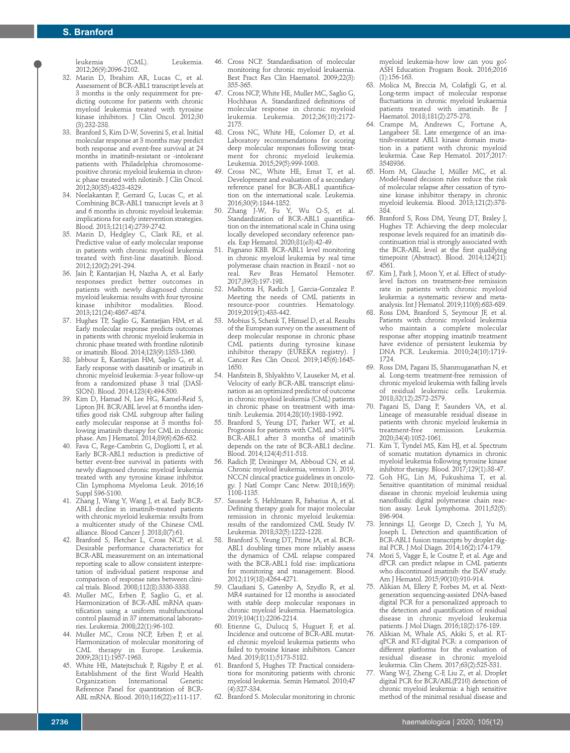leukemia (CML). Leukemia. 2012;26(9):2096-2102.

32. Marin D, Ibrahim AR, Lucas C, et al. Assessment of BCR-ABL1 transcript levels at 3 months is the only requirement for predicting outcome for patients with chronic myeloid leukemia treated with tyrosine kinase inhibitors. J Clin Oncol. 2012;30(3):232-238.
33. Branford S, Kim D-W, Soverini S, et al. Initial molecular response at 3 months may predict both response and event-free survival at 24 months in imatinib-resistant or -intolerant patients with Philadelphia chromosome-positive chronic myeloid leukemia in chronic phase treated with nilotinib. J Clin Oncol. 2012;30(35):4323-4329.
34. Neelakantan P, Gerrard G, Lucas C, et al. Combining BCR-ABL1 transcript levels at 3 and 6 months in chronic myeloid leukemia: implications for early intervention strategies. Blood. 2013;121(14):2739-2742.
35. Marin D, Hedgley C, Clark RE, et al. Predictive value of early molecular response in patients with chronic myeloid leukemia treated with first-line dasatinib. Blood. 2012;120(2):291-294.
36. Jain P, Kantarjian H, Nazha A, et al. Early responses predict better outcomes in patients with newly diagnosed chronic myeloid leukemia: results with four tyrosine kinase inhibitor modalities. Blood. 2013;121(24):4867-4874.
37. Hughes TP, Saglio G, Kantarjian HM, et al. Early molecular response predicts outcomes in patients with chronic myeloid leukemia in chronic phase treated with frontline nilotinib or imatinib. Blood. 2014;123(9):1353-1360.
38. Jabbour E, Kantarjian HM, Saglio G, et al. Early response with dasatinib or imatinib in chronic myeloid leukemia: 3-year follow-up from a randomized phase 3 trial (DASISION). Blood. 2014;123(4):494-500.
39. Kim D, Hamad N, Lee HG, Kamel-Reid S, Lipton JH. BCR/ABL level at 6 months identifies good risk CML subgroup after failing early molecular response at 3 months following imatinib therapy for CML in chronic phase. Am J Hematol. 2014;89(6):626-632.
40. Fava C, Rege-Cambrin G, Dogliotti I, et al. Early BCR-ABL1 reduction is predictive of better event-free survival in patients with newly diagnosed chronic myeloid leukemia treated with any tyrosine kinase inhibitor. Clin Lymphoma Myeloma Leuk. 2016;16 Suppl S96-S100.
41. Zhang J, Wang Y, Wang J, et al. Early BCR-ABL1 decline in imatinib-treated patients with chronic myeloid leukemia: results from a multicenter study of the Chinese CML alliance. Blood Cancer J. 2018;8(7):61.
42. Branford S, Fletcher L, Cross NCP, et al. Desirable performance characteristics for BCR-ABL measurement on an international reporting scale to allow consistent interpretation of individual patient response and comparison of response rates between clinical trials. Blood. 2008;112(8):3330-3338.
43. Muller MC, Erben P, Saglio G, et al. Harmonization of BCR-ABL mRNA quantification using a uniform multifunctional control plasmid in 37 international laboratories. Leukemia. 2008;22(1):96-102.
44. Muller MC, Cross NCP, Erben P, et al. Harmonization of molecular monitoring of CML therapy in Europe. Leukemia. 2009;23(11):1957-1963.
45. White HE, Matejtschuk P, Rigsby P, et al. Establishment of the first World Health Organization International Genetic Reference Panel for quantitation of BCR-ABL mRNA. Blood. 2010;116(22):e111-117.
46. Cross NCP. Standardisation of molecular monitoring for chronic myeloid leukaemia. Best Pract Res Clin Haematol. 2009;22(3):355-365.
47. Cross NCP, White HE, Muller MC, Saglio G, Hochhaus A. Standardized definitions of molecular response in chronic myeloid leukemia. Leukemia. 2012;26(10):2172-2175.
48. Cross NC, White HE, Colomer D, et al. Laboratory recommendations for scoring deep molecular responses following treatment for chronic myeloid leukemia. Leukemia. 2015;29(5):999-1003.
49. Cross NC, White HE, Ernst T, et al. Development and evaluation of a secondary reference panel for BCR-ABL1 quantification on the international scale. Leukemia. 2016;30(9):1844-1852.
50. Zhang J-W, Fu Y, Wu Q-S, et al. Standardization of BCR-ABL1 quantification on the international scale in China using locally developed secondary reference panels. Exp Hematol. 2020;81(e3):42-49.
51. Pagnano KBB. BCR-ABL1 level monitoring in chronic myeloid leukemia by real time polymerase chain reaction in Brazil - not so real. Rev Bras Hematol Hemoter. 2017;39(3):197-198.
52. Malhotra H, Radich J, Garcia-Gonzalez P. Meeting the needs of CML patients in resource-poor countries. Hematology. 2019;2019(1):433-442.
53. Mobius S, Schenk T, Himsel D, et al. Results of the European survey on the assessment of deep molecular response in chronic phase CML patients during tyrosine kinase inhibitor therapy (EUREKA registry). J Cancer Res Clin Oncol. 2019;145(6):1645-1650.
54. Hanfstein B, Shlyakhto V, Lauseker M, et al. Velocity of early BCR-ABL transcript elimination as an optimized predictor of outcome in chronic myeloid leukemia (CML) patients in chronic phase on treatment with imatinib. Leukemia. 2014;28(10):1988-1992.
55. Branford S, Yeung DT, Parker WT, et al. Prognosis for patients with CML and >10% BCR-ABL1 after 3 months of imatinib depends on the rate of BCR-ABL1 decline. Blood. 2014;124(4):511-518.
56. Radich JP, Deininger M, Abboud CN, et al. Chronic myeloid leukemia, version 1. 2019, NCCN clinical practice guidelines in oncology. J Natl Compr Canc Netw. 2018;16(9):1108-1135.
57. Saussele S, Hehlmann R, Fabarius A, et al. Defining therapy goals for major molecular remission in chronic myeloid leukemia: results of the randomized CML Study IV. Leukemia. 2018;32(5):1222-1228.
58. Branford S, Yeung DT, Prime JA, et al. BCR-ABL1 doubling times more reliably assess the dynamics of CML relapse compared with the BCR-ABL1 fold rise: implications for monitoring and management. Blood. 2012;119(18):4264-4271.
59. Claudiani S, Gatenby A, Szydlo R, et al. MR4 sustained for 12 months is associated with stable deep molecular responses in chronic myeloid leukemia. Haematologica. 2019;104(11):2206-2214.
60. Etienne G, Dulucq S, Huguet F, et al. Incidence and outcome of BCR-ABL mutated chronic myeloid leukemia patients who failed to tyrosine kinase inhibitors. Cancer Med. 2019;8(11):5173-5182.
61. Branford S, Hughes TP. Practical considerations for monitoring patients with chronic myeloid leukemia. Semin Hematol. 2010;47(4):327-334.
62. Branford S. Molecular monitoring in chronic myeloid leukemia-how low can you go? ASH Education Program Book. 2016;2016(1):156-163.
63. Molica M, Breccia M, Colafigli G, et al. Long-term impact of molecular response fluctuations in chronic myeloid leukaemia patients treated with imatinib. Br J Haematol. 2018;181(2):275-278.
64. Crampe M, Andrews C, Fortune A, Langabeer SE. Late emergence of an imatinib-resistant ABL1 kinase domain mutation in a patient with chronic myeloid leukemia. Case Rep Hematol. 2017;2017:3548936.
65. Horn M, Glauche I, Müller MC, et al. Model-based decision rules reduce the risk of molecular relapse after cessation of tyrosine kinase inhibitor therapy in chronic myeloid leukemia. Blood. 2013;121(2):378-384.
66. Branford S, Ross DM, Yeung DT, Braley J, Hughes TP. Achieving the deep molecular response levels required for an imatinib discontinuation trial is strongly associated with the BCR-ABL level at the first qualifying timepoint (Abstract). Blood. 2014;124(21):4561.
67. Kim J, Park J, Moon Y, et al. Effect of study-level factors on treatment-free remission rate in patients with chronic myeloid leukemia: a systematic review and meta-analysis. Int J Hematol. 2019;110(6):683-689.
68. Ross DM, Branford S, Seymour JF, et al. Patients with chronic myeloid leukemia who maintain a complete molecular response after stopping imatinib treatment have evidence of persistent leukemia by DNA PCR. Leukemia. 2010;24(10):1719-1724.
69. Ross DM, Pagani IS, Shanmuganathan N, et al. Long-term treatment-free remission of chronic myeloid leukemia with falling levels of residual leukemic cells. Leukemia. 2018;32(12):2572-2579.
70. Pagani IS, Dang P, Saunders VA, et al. Lineage of measurable residual disease in patients with chronic myeloid leukemia in treatment-free remission. Leukemia. 2020;34(4):1052-1061.
71. Kim T, Tyndel MS, Kim HJ, et al. Spectrum of somatic mutation dynamics in chronic myeloid leukemia following tyrosine kinase inhibitor therapy. Blood. 2017;129(1):38-47.
72. Goh HG, Lin M, Fukushima T, et al. Sensitive quantitation of minimal residual disease in chronic myeloid leukemia using nanofluidic digital polymerase chain reaction assay. Leuk Lymphoma. 2011;52(5):896-904.
73. Jennings LJ, George D, Czech J, Yu M, Joseph L. Detection and quantification of BCR-ABL1 fusion transcripts by droplet digital PCR. J Mol Diagn. 2014;16(2):174-179.
74. Mori S, Vagge E, le Coutre P, et al. Age and dPCR can predict relapse in CML patients who discontinued imatinib: the ISAV study. Am J Hematol. 2015;90(10):910-914.
75. Alikian M, Ellery P, Forbes M, et al. Next-generation sequencing-assisted DNA-based digital PCR for a personalized approach to the detection and quantification of residual disease in chronic myeloid leukemia patients. J Mol Diagn. 2016;18(2):176-189.
76. Alikian M, Whale AS, Akiki S, et al. RT-qPCR and RT-digital PCR: a comparison of different platforms for the evaluation of residual disease in chronic myeloid leukemia. Clin Chem. 2017;63(2):525-531.
77. Wang W-J, Zheng C-F, Liu Z, et al. Droplet digital PCR for BCR/ABL(P210) detection of chronic myeloid leukemia: a high sensitive method of the minimal residual disease and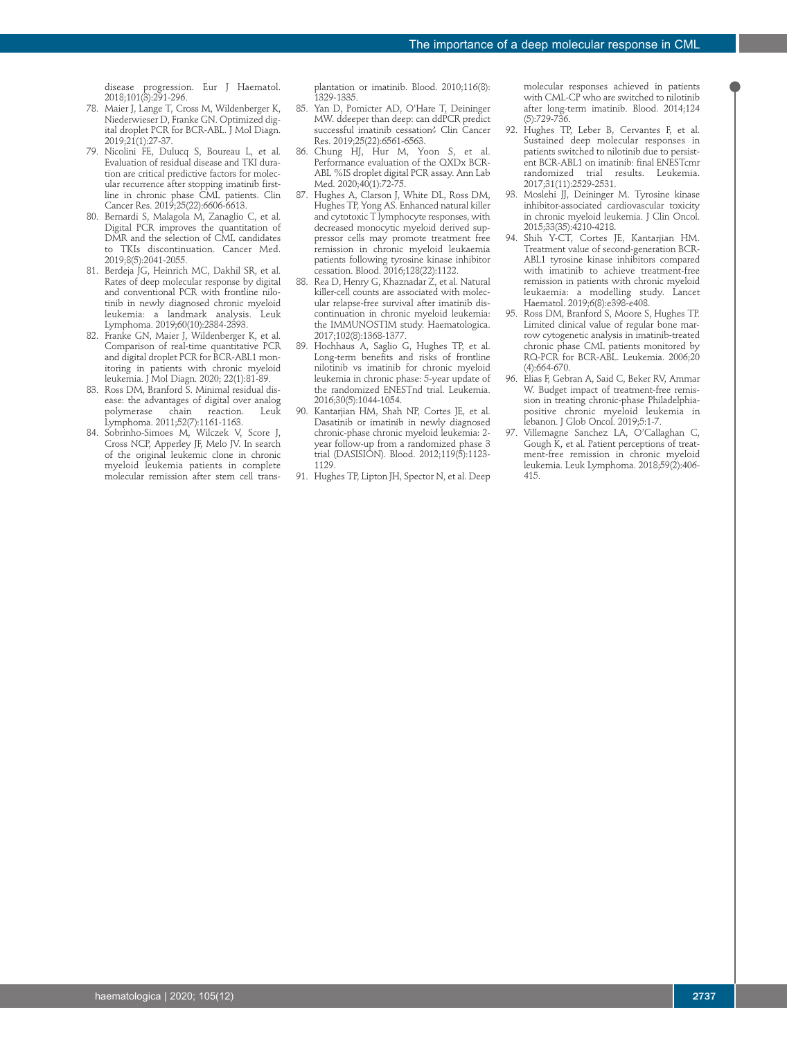disease progression. Eur J Haematol. 2018;101(3):291-296.

78. Maier J, Lange T, Cross M, Wildenberger K, Niederwieser D, Franke GN. Optimized digital droplet PCR for BCR-ABL. J Mol Diagn. 2019;21(1):27-37.
79. Nicolini FE, Dulucq S, Boureau L, et al. Evaluation of residual disease and TKI duration are critical predictive factors for molecular recurrence after stopping imatinib first-line in chronic phase CML patients. Clin Cancer Res. 2019;25(22):6606-6613.
80. Bernardi S, Malagola M, Zanaglio C, et al. Digital PCR improves the quantitation of DMR and the selection of CML candidates to TKIs discontinuation. Cancer Med. 2019;8(5):2041-2055.
81. Berdeja JG, Heinrich MC, Dakhil SR, et al. Rates of deep molecular response by digital and conventional PCR with frontline nilotinib in newly diagnosed chronic myeloid leukemia: a landmark analysis. Leuk Lymphoma. 2019;60(10):2384-2393.
82. Franke GN, Maier J, Wildenberger K, et al. Comparison of real-time quantitative PCR and digital droplet PCR for BCR-ABL1 monitoring in patients with chronic myeloid leukemia. J Mol Diagn. 2020; 22(1):81-89.
83. Ross DM, Branford S. Minimal residual disease: the advantages of digital over analog polymerase chain reaction. Leuk Lymphoma. 2011;52(7):1161-1163.
84. Sobrinho-Simoes M, Wilczek V, Score J, Cross NCP, Apperley JF, Melo JV. In search of the original leukemic clone in chronic myeloid leukemia patients in complete molecular remission after stem cell transplantation or imatinib. Blood. 2010;116(8):1329-1335.
85. Yan D, Pomicter AD, O'Hare T, Deininger MW. ddeeper than deep: can ddPCR predict successful imatinib cessation? Clin Cancer Res. 2019;25(22):6561-6563.
86. Chung HJ, Hur M, Yoon S, et al. Performance evaluation of the QXDx BCR-ABL %IS droplet digital PCR assay. Ann Lab Med. 2020;40(1):72-75.
87. Hughes A, Clarson J, White DL, Ross DM, Hughes TP, Yong AS. Enhanced natural killer and cytotoxic T lymphocyte responses, with decreased monocytic myeloid derived suppressor cells may promote treatment free remission in chronic myeloid leukaemia patients following tyrosine kinase inhibitor cessation. Blood. 2016;128(22):1122.
88. Rea D, Henry G, Khaznadar Z, et al. Natural killer-cell counts are associated with molecular relapse-free survival after imatinib discontinuation in chronic myeloid leukemia: the IMMUNOSTIM study. Haematologica. 2017;102(8):1368-1377.
89. Hochhaus A, Saglio G, Hughes TP, et al. Long-term benefits and risks of frontline nilotinib vs imatinib for chronic myeloid leukemia in chronic phase: 5-year update of the randomized ENESTnd trial. Leukemia. 2016;30(5):1044-1054.
90. Kantarjian HM, Shah NP, Cortes JE, et al. Dasatinib or imatinib in newly diagnosed chronic-phase chronic myeloid leukemia: 2-year follow-up from a randomized phase 3 trial (DASISION). Blood. 2012;119(5):1123-1129.
91. Hughes TP, Lipton JH, Spector N, et al. Deep molecular responses achieved in patients with CML-CP who are switched to nilotinib after long-term imatinib. Blood. 2014;124(5):729-736.
92. Hughes TP, Leber B, Cervantes F, et al. Sustained deep molecular responses in patients switched to nilotinib due to persistent BCR-ABL1 on imatinib: final ENESTcmr randomized trial results. Leukemia. 2017;31(11):2529-2531.
93. Moslehi JJ, Deininger M. Tyrosine kinase inhibitor-associated cardiovascular toxicity in chronic myeloid leukemia. J Clin Oncol. 2015;33(35):4210-4218.
94. Shih Y-CT, Cortes JE, Kantarjian HM. Treatment value of second-generation BCR-ABL1 tyrosine kinase inhibitors compared with imatinib to achieve treatment-free remission in patients with chronic myeloid leukaemia: a modelling study. Lancet Haematol. 2019;6(8):e398-e408.
95. Ross DM, Branford S, Moore S, Hughes TP. Limited clinical value of regular bone marrow cytogenetic analysis in imatinib-treated chronic phase CML patients monitored by RQ-PCR for BCR-ABL. Leukemia. 2006;20(4):664-670.
96. Elias F, Gebran A, Said C, Beker RV, Ammar W. Budget impact of treatment-free remission in treating chronic-phase Philadelphia-positive chronic myeloid leukemia in lebanon. J Glob Oncol. 2019;5:1-7.
97. Villemagne Sanchez LA, O'Callaghan C, Gough K, et al. Patient perceptions of treatment-free remission in chronic myeloid leukemia. Leuk Lymphoma. 2018;59(2):406-415.